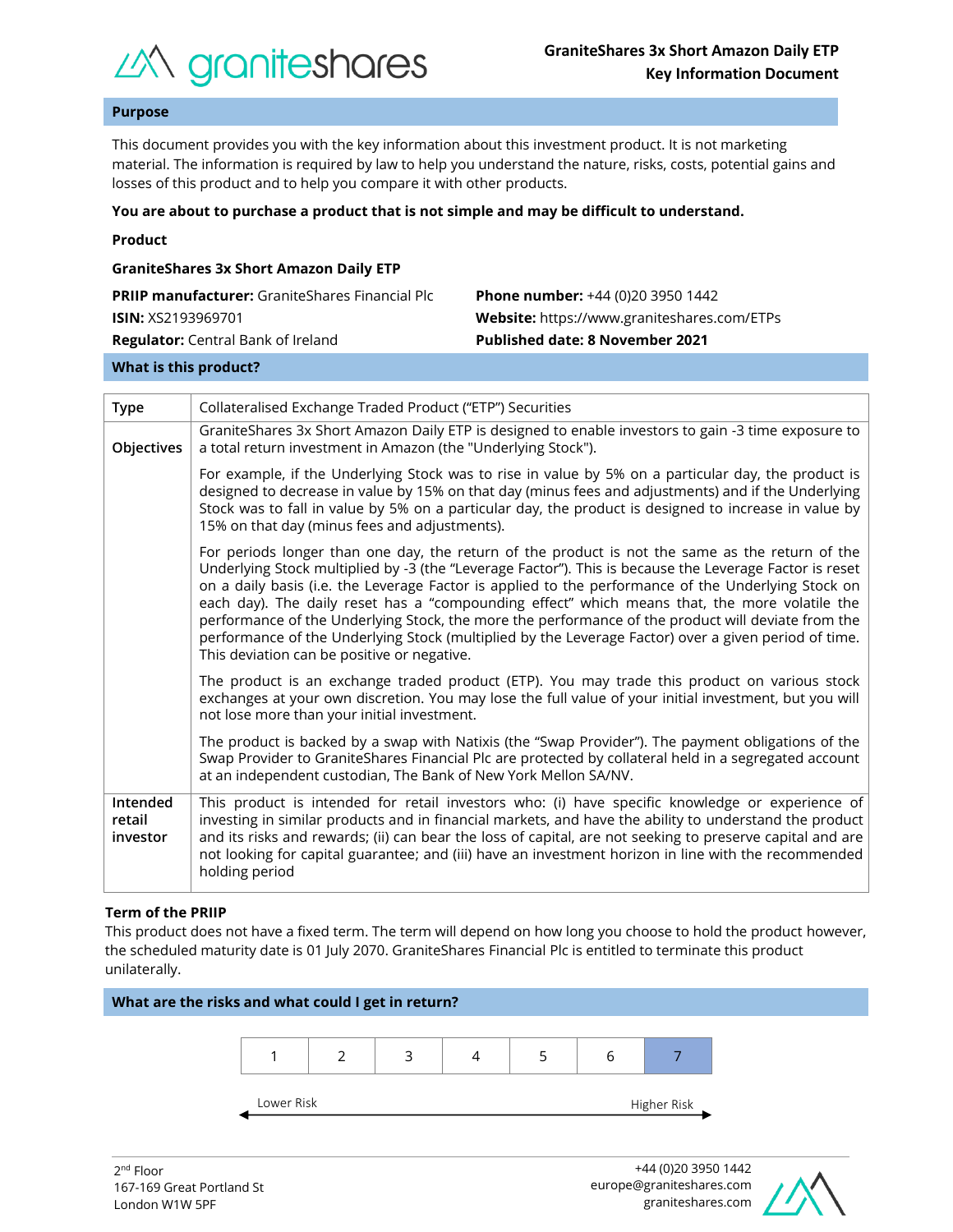**GraniteShares 3x Short Amazon Daily ETP**
**Key Information Document**

## Purpose

This document provides you with the key information about this investment product. It is not marketing material. The information is required by law to help you understand the nature, risks, costs, potential gains and losses of this product and to help you compare it with other products.

**You are about to purchase a product that is not simple and may be difficult to understand.**

## Product

**GraniteShares 3x Short Amazon Daily ETP**

**PRIIP manufacturer:** GraniteShares Financial Plc
**ISIN:** XS2193969701
**Regulator:** Central Bank of Ireland

**Phone number:** +44 (0)20 3950 1442
**Website:** https://www.graniteshares.com/ETPs
**Published date: 8 November 2021**

## What is this product?

| | |
|---|---|
| **Type** | Collateralised Exchange Traded Product ("ETP") Securities |
| **Objectives** | GraniteShares 3x Short Amazon Daily ETP is designed to enable investors to gain -3 time exposure to a total return investment in Amazon (the "Underlying Stock").<br><br>For example, if the Underlying Stock was to rise in value by 5% on a particular day, the product is designed to decrease in value by 15% on that day (minus fees and adjustments) and if the Underlying Stock was to fall in value by 5% on a particular day, the product is designed to increase in value by 15% on that day (minus fees and adjustments).<br><br>For periods longer than one day, the return of the product is not the same as the return of the Underlying Stock multiplied by -3 (the "Leverage Factor"). This is because the Leverage Factor is reset on a daily basis (i.e. the Leverage Factor is applied to the performance of the Underlying Stock on each day). The daily reset has a "compounding effect" which means that, the more volatile the performance of the Underlying Stock, the more the performance of the product will deviate from the performance of the Underlying Stock (multiplied by the Leverage Factor) over a given period of time. This deviation can be positive or negative.<br><br>The product is an exchange traded product (ETP). You may trade this product on various stock exchanges at your own discretion. You may lose the full value of your initial investment, but you will not lose more than your initial investment.<br><br>The product is backed by a swap with Natixis (the "Swap Provider"). The payment obligations of the Swap Provider to GraniteShares Financial Plc are protected by collateral held in a segregated account at an independent custodian, The Bank of New York Mellon SA/NV. |
| **Intended retail investor** | This product is intended for retail investors who: (i) have specific knowledge or experience of investing in similar products and in financial markets, and have the ability to understand the product and its risks and rewards; (ii) can bear the loss of capital, are not seeking to preserve capital and are not looking for capital guarantee; and (iii) have an investment horizon in line with the recommended holding period |

### Term of the PRIIP

This product does not have a fixed term. The term will depend on how long you choose to hold the product however, the scheduled maturity date is 01 July 2070. GraniteShares Financial Plc is entitled to terminate this product unilaterally.

## What are the risks and what could I get in return?

| 1 | 2 | 3 | 4 | 5 | 6 | **7** |
|---|---|---|---|---|---|---|

Lower Risk ← → Higher Risk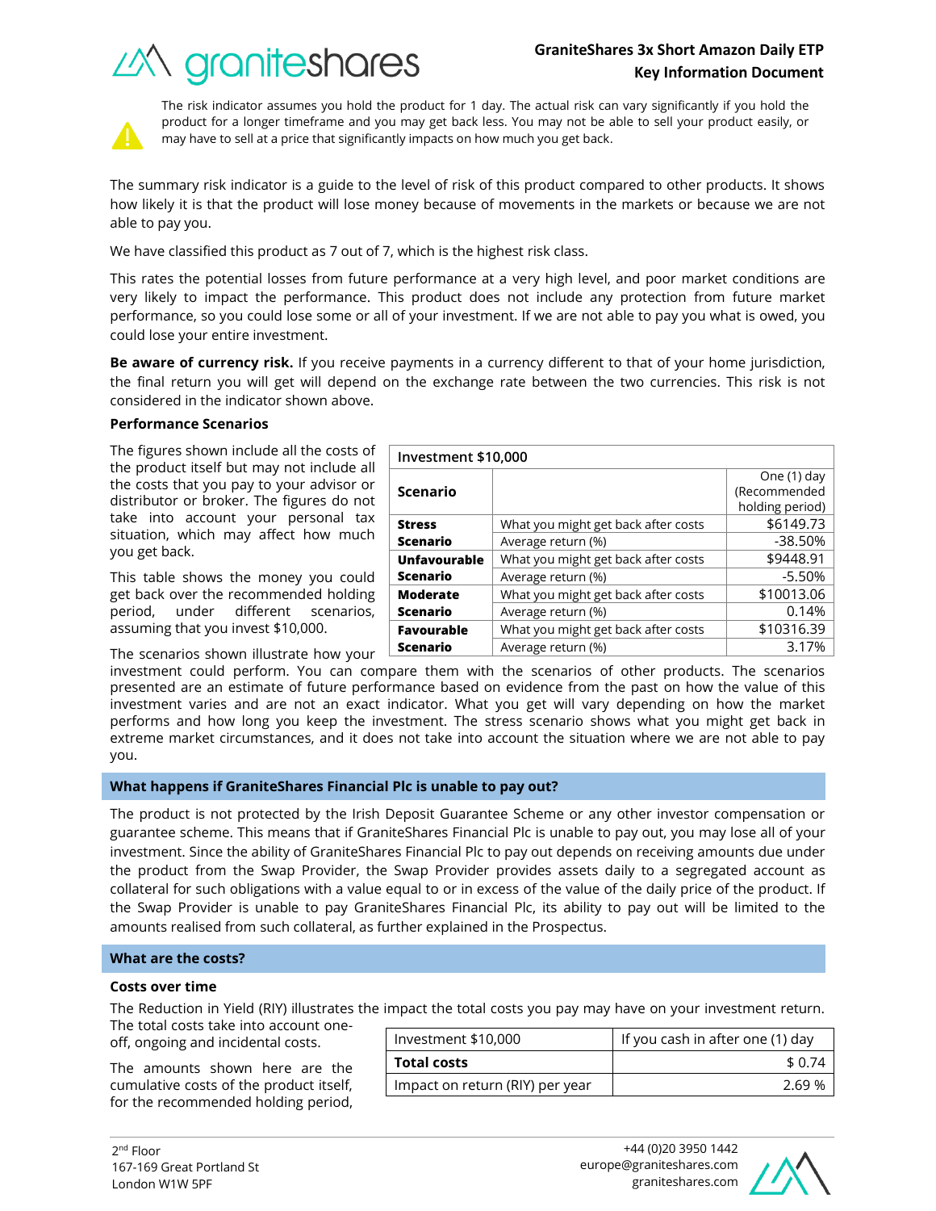The risk indicator assumes you hold the product for 1 day. The actual risk can vary significantly if you hold the product for a longer timeframe and you may get back less. You may not be able to sell your product easily, or may have to sell at a price that significantly impacts on how much you get back.

The summary risk indicator is a guide to the level of risk of this product compared to other products. It shows how likely it is that the product will lose money because of movements in the markets or because we are not able to pay you.

We have classified this product as 7 out of 7, which is the highest risk class.

This rates the potential losses from future performance at a very high level, and poor market conditions are very likely to impact the performance. This product does not include any protection from future market performance, so you could lose some or all of your investment. If we are not able to pay you what is owed, you could lose your entire investment.

**Be aware of currency risk.** If you receive payments in a currency different to that of your home jurisdiction, the final return you will get will depend on the exchange rate between the two currencies. This risk is not considered in the indicator shown above.

### Performance Scenarios

The figures shown include all the costs of the product itself but may not include all the costs that you pay to your advisor or distributor or broker. The figures do not take into account your personal tax situation, which may affect how much you get back.

This table shows the money you could get back over the recommended holding period, under different scenarios, assuming that you invest $10,000.

| Investment $10,000 | | |
|---|---|---|
| **Scenario** | | One (1) day (Recommended holding period) |
| **Stress Scenario** | What you might get back after costs | $6149.73 |
| | Average return (%) | -38.50% |
| **Unfavourable Scenario** | What you might get back after costs | $9448.91 |
| | Average return (%) | -5.50% |
| **Moderate Scenario** | What you might get back after costs | $10013.06 |
| | Average return (%) | 0.14% |
| **Favourable Scenario** | What you might get back after costs | $10316.39 |
| | Average return (%) | 3.17% |

The scenarios shown illustrate how your investment could perform. You can compare them with the scenarios of other products. The scenarios presented are an estimate of future performance based on evidence from the past on how the value of this investment varies and are not an exact indicator. What you get will vary depending on how the market performs and how long you keep the investment. The stress scenario shows what you might get back in extreme market circumstances, and it does not take into account the situation where we are not able to pay you.

## What happens if GraniteShares Financial Plc is unable to pay out?

The product is not protected by the Irish Deposit Guarantee Scheme or any other investor compensation or guarantee scheme. This means that if GraniteShares Financial Plc is unable to pay out, you may lose all of your investment. Since the ability of GraniteShares Financial Plc to pay out depends on receiving amounts due under the product from the Swap Provider, the Swap Provider provides assets daily to a segregated account as collateral for such obligations with a value equal to or in excess of the value of the daily price of the product. If the Swap Provider is unable to pay GraniteShares Financial Plc, its ability to pay out will be limited to the amounts realised from such collateral, as further explained in the Prospectus.

## What are the costs?

### Costs over time

The Reduction in Yield (RIY) illustrates the impact the total costs you pay may have on your investment return. The total costs take into account one-off, ongoing and incidental costs.

The amounts shown here are the cumulative costs of the product itself, for the recommended holding period,

| Investment $10,000 | If you cash in after one (1) day |
|---|---|
| **Total costs** | $ 0.74 |
| Impact on return (RIY) per year | 2.69 % |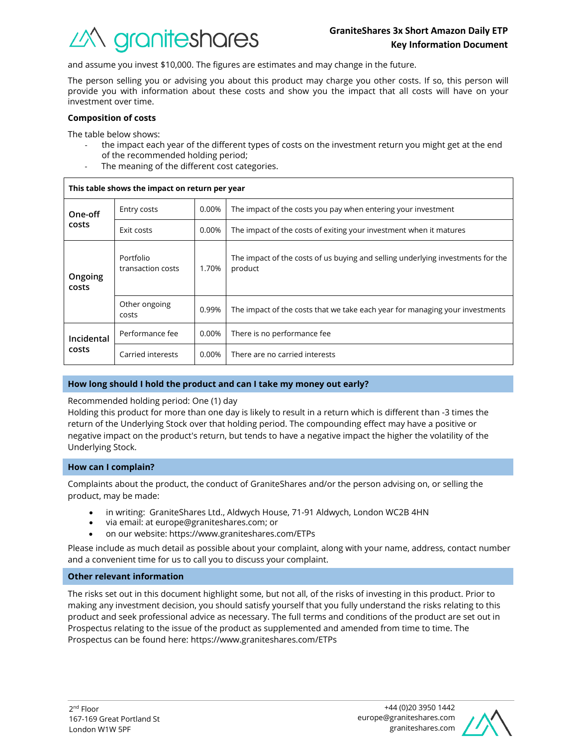and assume you invest $10,000. The figures are estimates and may change in the future.

The person selling you or advising you about this product may charge you other costs. If so, this person will provide you with information about these costs and show you the impact that all costs will have on your investment over time.

**Composition of costs**

The table below shows:

- the impact each year of the different types of costs on the investment return you might get at the end of the recommended holding period;
- The meaning of the different cost categories.

| This table shows the impact on return per year | | | |
|---|---|---|---|
| One-off costs | Entry costs | 0.00% | The impact of the costs you pay when entering your investment |
| | Exit costs | 0.00% | The impact of the costs of exiting your investment when it matures |
| Ongoing costs | Portfolio transaction costs | 1.70% | The impact of the costs of us buying and selling underlying investments for the product |
| | Other ongoing costs | 0.99% | The impact of the costs that we take each year for managing your investments |
| Incidental costs | Performance fee | 0.00% | There is no performance fee |
| | Carried interests | 0.00% | There are no carried interests |

## How long should I hold the product and can I take my money out early?

Recommended holding period: One (1) day
Holding this product for more than one day is likely to result in a return which is different than -3 times the return of the Underlying Stock over that holding period. The compounding effect may have a positive or negative impact on the product's return, but tends to have a negative impact the higher the volatility of the Underlying Stock.

## How can I complain?

Complaints about the product, the conduct of GraniteShares and/or the person advising on, or selling the product, may be made:

- in writing: GraniteShares Ltd., Aldwych House, 71-91 Aldwych, London WC2B 4HN
- via email: at europe@graniteshares.com; or
- on our website: https://www.graniteshares.com/ETPs

Please include as much detail as possible about your complaint, along with your name, address, contact number and a convenient time for us to call you to discuss your complaint.

## Other relevant information

The risks set out in this document highlight some, but not all, of the risks of investing in this product. Prior to making any investment decision, you should satisfy yourself that you fully understand the risks relating to this product and seek professional advice as necessary. The full terms and conditions of the product are set out in Prospectus relating to the issue of the product as supplemented and amended from time to time. The Prospectus can be found here: https://www.graniteshares.com/ETPs